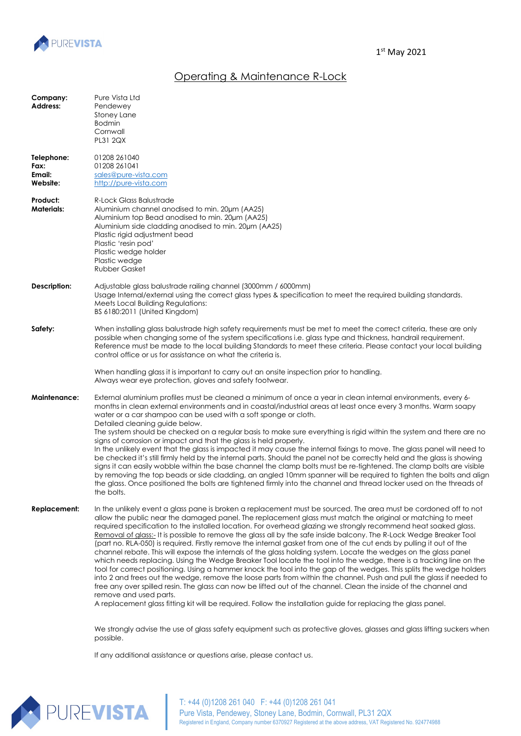1st May 2021

# Operating & Maintenance R-Lock

**Company:** Pure Vista Ltd
**Address:** Pendewey
Stoney Lane
Bodmin
Cornwall
PL31 2QX

**Telephone:** 01208 261040
**Fax:** 01208 261041
**Email:** sales@pure-vista.com
**Website:** http://pure-vista.com

**Product:** R-Lock Glass Balustrade
**Materials:** Aluminium channel anodised to min. 20µm (AA25)
Aluminium top Bead anodised to min. 20µm (AA25)
Aluminium side cladding anodised to min. 20µm (AA25)
Plastic rigid adjustment bead
Plastic 'resin pod'
Plastic wedge holder
Plastic wedge
Rubber Gasket

**Description:** Adjustable glass balustrade railing channel (3000mm / 6000mm)
Usage Internal/external using the correct glass types & specification to meet the required building standards.
Meets Local Building Regulations:
BS 6180:2011 (United Kingdom)

**Safety:** When installing glass balustrade high safety requirements must be met to meet the correct criteria, these are only possible when changing some of the system specifications i.e. glass type and thickness, handrail requirement. Reference must be made to the local building Standards to meet these criteria. Please contact your local building control office or us for assistance on what the criteria is.

When handling glass it is important to carry out an onsite inspection prior to handling.
Always wear eye protection, gloves and safety footwear.

**Maintenance:** External aluminium profiles must be cleaned a minimum of once a year in clean internal environments, every 6-months in clean external environments and in coastal/industrial areas at least once every 3 months. Warm soapy water or a car shampoo can be used with a soft sponge or cloth.
Detailed cleaning guide below.
The system should be checked on a regular basis to make sure everything is rigid within the system and there are no signs of corrosion or impact and that the glass is held properly.
In the unlikely event that the glass is impacted it may cause the internal fixings to move. The glass panel will need to be checked it's still firmly held by the internal parts. Should the panel not be correctly held and the glass is showing signs it can easily wobble within the base channel the clamp bolts must be re-tightened. The clamp bolts are visible by removing the top beads or side cladding, an angled 10mm spanner will be required to tighten the bolts and align the glass. Once positioned the bolts are tightened firmly into the channel and thread locker used on the threads of the bolts.

**Replacement:** In the unlikely event a glass pane is broken a replacement must be sourced. The area must be cordoned off to not allow the public near the damaged panel. The replacement glass must match the original or matching to meet required specification to the installed location. For overhead glazing we strongly recommend heat soaked glass.
Removal of glass:- It is possible to remove the glass all by the safe inside balcony. The R-Lock Wedge Breaker Tool (part no. RLA-050) is required. Firstly remove the internal gasket from one of the cut ends by pulling it out of the channel rebate. This will expose the internals of the glass holding system. Locate the wedges on the glass panel which needs replacing. Using the Wedge Breaker Tool locate the tool into the wedge, there is a tracking line on the tool for correct positioning. Using a hammer knock the tool into the gap of the wedges. This splits the wedge holders into 2 and frees out the wedge, remove the loose parts from within the channel. Push and pull the glass if needed to free any over spilled resin. The glass can now be lifted out of the channel. Clean the inside of the channel and remove and used parts.
A replacement glass fitting kit will be required. Follow the installation guide for replacing the glass panel.

We strongly advise the use of glass safety equipment such as protective gloves, glasses and glass lifting suckers when possible.

If any additional assistance or questions arise, please contact us.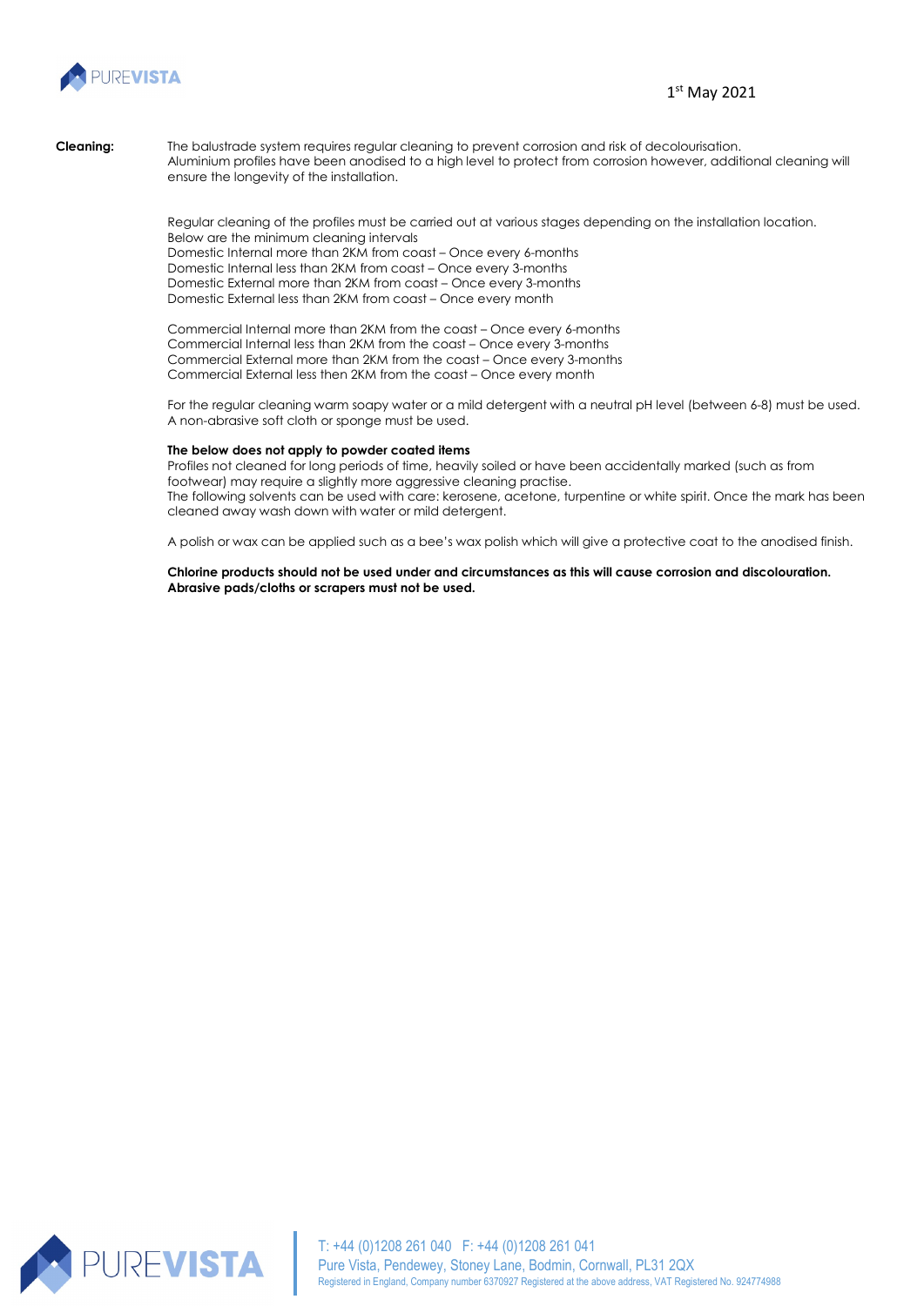1[st] May 2021

**Cleaning:**

The balustrade system requires regular cleaning to prevent corrosion and risk of decolourisation. Aluminium profiles have been anodised to a high level to protect from corrosion however, additional cleaning will ensure the longevity of the installation.

Regular cleaning of the profiles must be carried out at various stages depending on the installation location. Below are the minimum cleaning intervals
Domestic Internal more than 2KM from coast – Once every 6-months
Domestic Internal less than 2KM from coast – Once every 3-months
Domestic External more than 2KM from coast – Once every 3-months
Domestic External less than 2KM from coast – Once every month

Commercial Internal more than 2KM from the coast – Once every 6-months
Commercial Internal less than 2KM from the coast – Once every 3-months
Commercial External more than 2KM from the coast – Once every 3-months
Commercial External less then 2KM from the coast – Once every month

For the regular cleaning warm soapy water or a mild detergent with a neutral pH level (between 6-8) must be used. A non-abrasive soft cloth or sponge must be used.

**The below does not apply to powder coated items**
Profiles not cleaned for long periods of time, heavily soiled or have been accidentally marked (such as from footwear) may require a slightly more aggressive cleaning practise.
The following solvents can be used with care: kerosene, acetone, turpentine or white spirit. Once the mark has been cleaned away wash down with water or mild detergent.

A polish or wax can be applied such as a bee's wax polish which will give a protective coat to the anodised finish.

**Chlorine products should not be used under and circumstances as this will cause corrosion and discolouration. Abrasive pads/cloths or scrapers must not be used.**